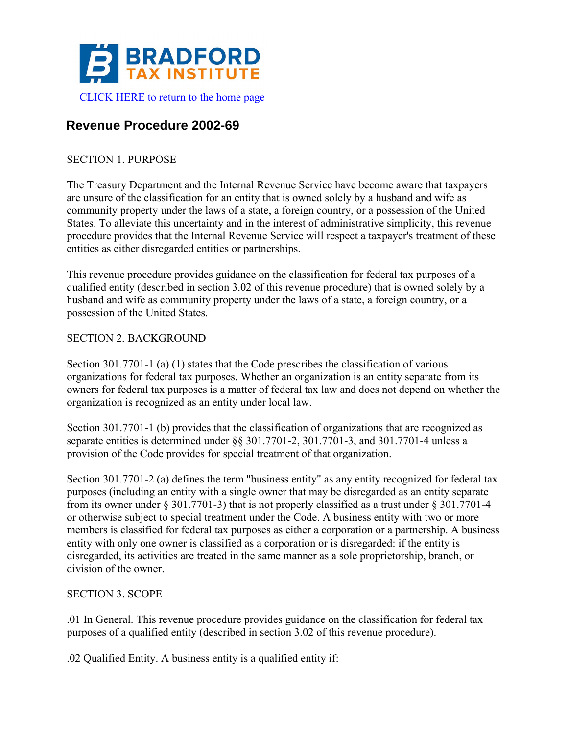BRADFORD
TAX INSTITUTE

CLICK HERE to return to the home page

# Revenue Procedure 2002-69

SECTION 1. PURPOSE

The Treasury Department and the Internal Revenue Service have become aware that taxpayers are unsure of the classification for an entity that is owned solely by a husband and wife as community property under the laws of a state, a foreign country, or a possession of the United States. To alleviate this uncertainty and in the interest of administrative simplicity, this revenue procedure provides that the Internal Revenue Service will respect a taxpayer's treatment of these entities as either disregarded entities or partnerships.

This revenue procedure provides guidance on the classification for federal tax purposes of a qualified entity (described in section 3.02 of this revenue procedure) that is owned solely by a husband and wife as community property under the laws of a state, a foreign country, or a possession of the United States.

SECTION 2. BACKGROUND

Section 301.7701-1 (a) (1) states that the Code prescribes the classification of various organizations for federal tax purposes. Whether an organization is an entity separate from its owners for federal tax purposes is a matter of federal tax law and does not depend on whether the organization is recognized as an entity under local law.

Section 301.7701-1 (b) provides that the classification of organizations that are recognized as separate entities is determined under §§ 301.7701-2, 301.7701-3, and 301.7701-4 unless a provision of the Code provides for special treatment of that organization.

Section 301.7701-2 (a) defines the term "business entity" as any entity recognized for federal tax purposes (including an entity with a single owner that may be disregarded as an entity separate from its owner under § 301.7701-3) that is not properly classified as a trust under § 301.7701-4 or otherwise subject to special treatment under the Code. A business entity with two or more members is classified for federal tax purposes as either a corporation or a partnership. A business entity with only one owner is classified as a corporation or is disregarded: if the entity is disregarded, its activities are treated in the same manner as a sole proprietorship, branch, or division of the owner.

SECTION 3. SCOPE

.01 In General. This revenue procedure provides guidance on the classification for federal tax purposes of a qualified entity (described in section 3.02 of this revenue procedure).

.02 Qualified Entity. A business entity is a qualified entity if: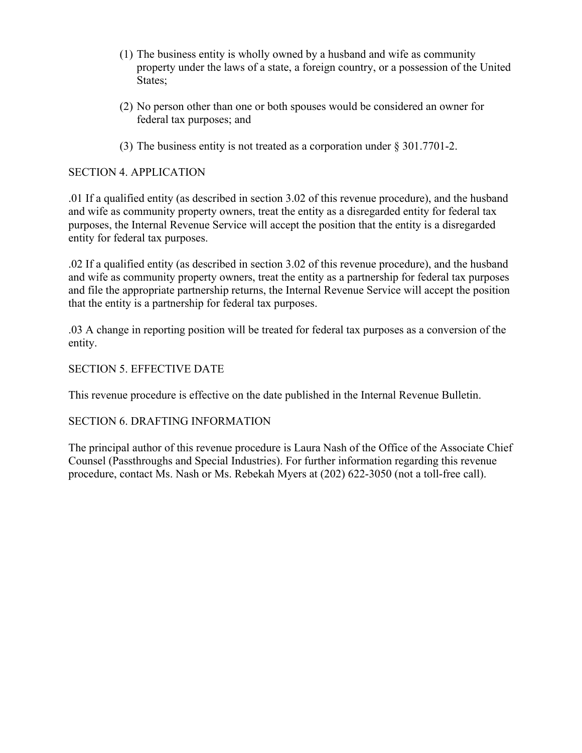(1) The business entity is wholly owned by a husband and wife as community property under the laws of a state, a foreign country, or a possession of the United States;

(2) No person other than one or both spouses would be considered an owner for federal tax purposes; and

(3) The business entity is not treated as a corporation under § 301.7701-2.

## SECTION 4. APPLICATION

.01 If a qualified entity (as described in section 3.02 of this revenue procedure), and the husband and wife as community property owners, treat the entity as a disregarded entity for federal tax purposes, the Internal Revenue Service will accept the position that the entity is a disregarded entity for federal tax purposes.

.02 If a qualified entity (as described in section 3.02 of this revenue procedure), and the husband and wife as community property owners, treat the entity as a partnership for federal tax purposes and file the appropriate partnership returns, the Internal Revenue Service will accept the position that the entity is a partnership for federal tax purposes.

.03 A change in reporting position will be treated for federal tax purposes as a conversion of the entity.

## SECTION 5. EFFECTIVE DATE

This revenue procedure is effective on the date published in the Internal Revenue Bulletin.

## SECTION 6. DRAFTING INFORMATION

The principal author of this revenue procedure is Laura Nash of the Office of the Associate Chief Counsel (Passthroughs and Special Industries). For further information regarding this revenue procedure, contact Ms. Nash or Ms. Rebekah Myers at (202) 622-3050 (not a toll-free call).